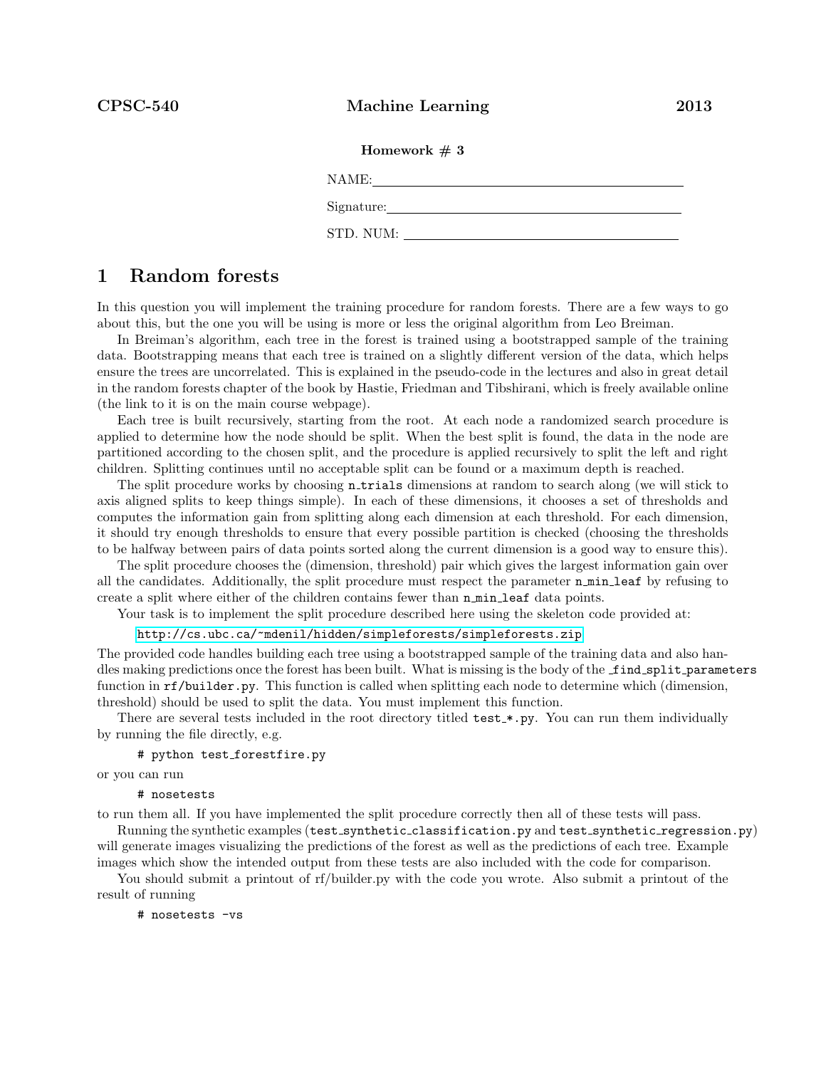**CPSC-540** **Machine Learning** **2013**

**Homework # 3**

NAME: ________________________________

Signature: ________________________________

STD. NUM: ________________________________

# 1 Random forests

In this question you will implement the training procedure for random forests. There are a few ways to go about this, but the one you will be using is more or less the original algorithm from Leo Breiman.

In Breiman's algorithm, each tree in the forest is trained using a bootstrapped sample of the training data. Bootstrapping means that each tree is trained on a slightly different version of the data, which helps ensure the trees are uncorrelated. This is explained in the pseudo-code in the lectures and also in great detail in the random forests chapter of the book by Hastie, Friedman and Tibshirani, which is freely available online (the link to it is on the main course webpage).

Each tree is built recursively, starting from the root. At each node a randomized search procedure is applied to determine how the node should be split. When the best split is found, the data in the node are partitioned according to the chosen split, and the procedure is applied recursively to split the left and right children. Splitting continues until no acceptable split can be found or a maximum depth is reached.

The split procedure works by choosing `n_trials` dimensions at random to search along (we will stick to axis aligned splits to keep things simple). In each of these dimensions, it chooses a set of thresholds and computes the information gain from splitting along each dimension at each threshold. For each dimension, it should try enough thresholds to ensure that every possible partition is checked (choosing the thresholds to be halfway between pairs of data points sorted along the current dimension is a good way to ensure this).

The split procedure chooses the (dimension, threshold) pair which gives the largest information gain over all the candidates. Additionally, the split procedure must respect the parameter `n_min_leaf` by refusing to create a split where either of the children contains fewer than `n_min_leaf` data points.

Your task is to implement the split procedure described here using the skeleton code provided at:

http://cs.ubc.ca/~mdenil/hidden/simpleforests/simpleforests.zip

The provided code handles building each tree using a bootstrapped sample of the training data and also handles making predictions once the forest has been built. What is missing is the body of the `_find_split_parameters` function in `rf/builder.py`. This function is called when splitting each node to determine which (dimension, threshold) should be used to split the data. You must implement this function.

There are several tests included in the root directory titled `test_*.py`. You can run them individually by running the file directly, e.g.

```
# python test_forestfire.py
```

or you can run

```
# nosetests
```

to run them all. If you have implemented the split procedure correctly then all of these tests will pass.

Running the synthetic examples (`test_synthetic_classification.py` and `test_synthetic_regression.py`) will generate images visualizing the predictions of the forest as well as the predictions of each tree. Example images which show the intended output from these tests are also included with the code for comparison.

You should submit a printout of rf/builder.py with the code you wrote. Also submit a printout of the result of running

```
# nosetests -vs
```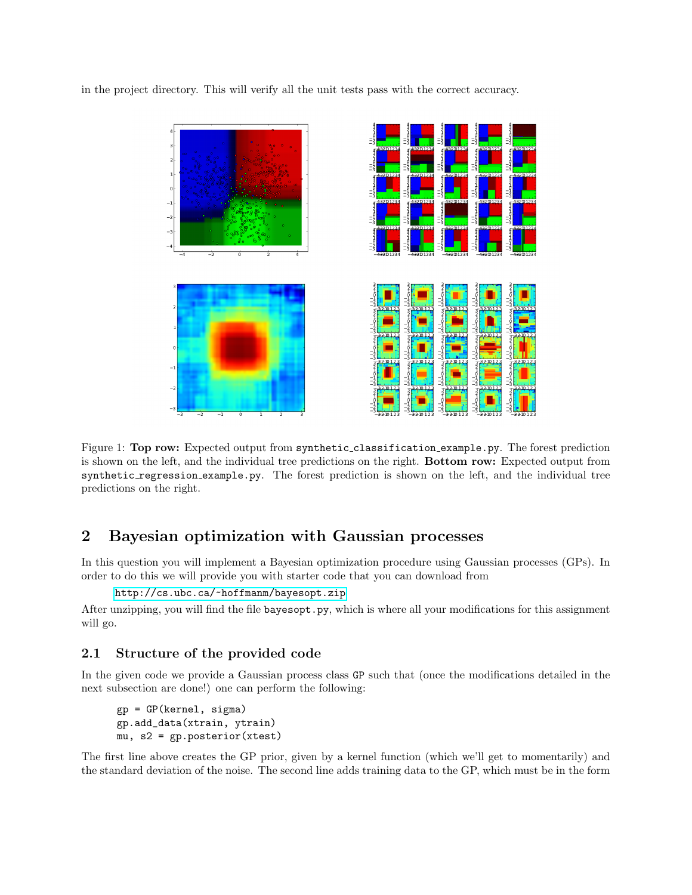in the project directory. This will verify all the unit tests pass with the correct accuracy.

Figure 1: **Top row:** Expected output from `synthetic_classification_example.py`. The forest prediction is shown on the left, and the individual tree predictions on the right. **Bottom row:** Expected output from `synthetic_regression_example.py`. The forest prediction is shown on the left, and the individual tree predictions on the right.

## 2 Bayesian optimization with Gaussian processes

In this question you will implement a Bayesian optimization procedure using Gaussian processes (GPs). In order to do this we will provide you with starter code that you can download from

http://cs.ubc.ca/~hoffmanm/bayesopt.zip

After unzipping, you will find the file `bayesopt.py`, which is where all your modifications for this assignment will go.

### 2.1 Structure of the provided code

In the given code we provide a Gaussian process class `GP` such that (once the modifications detailed in the next subsection are done!) one can perform the following:

```
gp = GP(kernel, sigma)
gp.add_data(xtrain, ytrain)
mu, s2 = gp.posterior(xtest)
```

The first line above creates the GP prior, given by a kernel function (which we'll get to momentarily) and the standard deviation of the noise. The second line adds training data to the GP, which must be in the form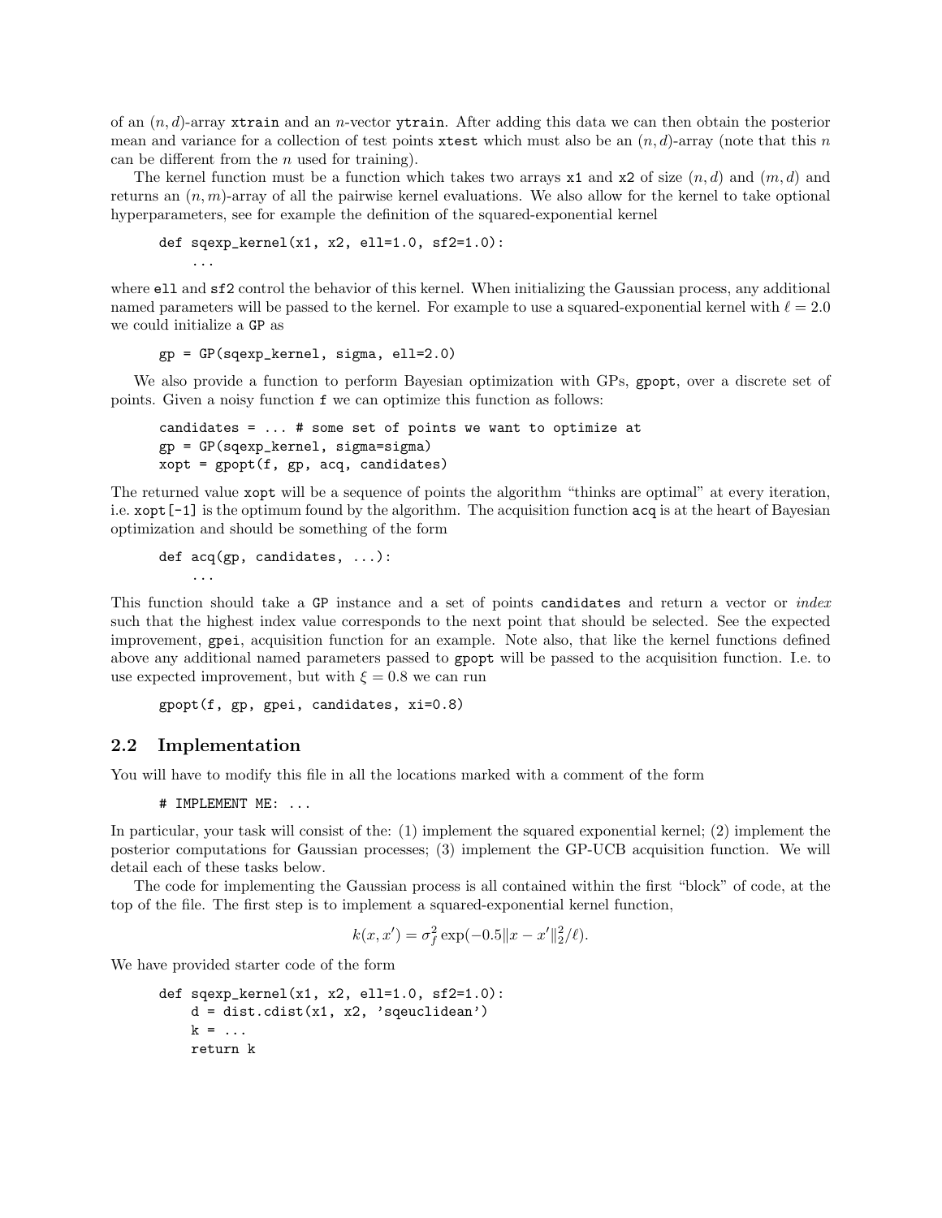of an $(n, d)$-array `xtrain` and an $n$-vector `ytrain`. After adding this data we can then obtain the posterior mean and variance for a collection of test points `xtest` which must also be an $(n, d)$-array (note that this $n$ can be different from the $n$ used for training).

The kernel function must be a function which takes two arrays `x1` and `x2` of size $(n, d)$ and $(m, d)$ and returns an $(n, m)$-array of all the pairwise kernel evaluations. We also allow for the kernel to take optional hyperparameters, see for example the definition of the squared-exponential kernel

```
def sqexp_kernel(x1, x2, ell=1.0, sf2=1.0):
    ...
```

where `ell` and `sf2` control the behavior of this kernel. When initializing the Gaussian process, any additional named parameters will be passed to the kernel. For example to use a squared-exponential kernel with $\ell = 2.0$ we could initialize a `GP` as

```
gp = GP(sqexp_kernel, sigma, ell=2.0)
```

We also provide a function to perform Bayesian optimization with GPs, `gpopt`, over a discrete set of points. Given a noisy function `f` we can optimize this function as follows:

```
candidates = ... # some set of points we want to optimize at
gp = GP(sqexp_kernel, sigma=sigma)
xopt = gpopt(f, gp, acq, candidates)
```

The returned value `xopt` will be a sequence of points the algorithm "thinks are optimal" at every iteration, i.e. `xopt[-1]` is the optimum found by the algorithm. The acquisition function `acq` is at the heart of Bayesian optimization and should be something of the form

```
def acq(gp, candidates, ...):
    ...
```

This function should take a `GP` instance and a set of points `candidates` and return a vector or *index* such that the highest index value corresponds to the next point that should be selected. See the expected improvement, `gpei`, acquisition function for an example. Note also, that like the kernel functions defined above any additional named parameters passed to `gpopt` will be passed to the acquisition function. I.e. to use expected improvement, but with $\xi = 0.8$ we can run

```
gpopt(f, gp, gpei, candidates, xi=0.8)
```

## 2.2 Implementation

You will have to modify this file in all the locations marked with a comment of the form

```
# IMPLEMENT ME: ...
```

In particular, your task will consist of the: (1) implement the squared exponential kernel; (2) implement the posterior computations for Gaussian processes; (3) implement the GP-UCB acquisition function. We will detail each of these tasks below.

The code for implementing the Gaussian process is all contained within the first "block" of code, at the top of the file. The first step is to implement a squared-exponential kernel function,

$$k(x, x') = \sigma_f^2 \exp(-0.5\|x - x'\|_2^2/\ell).$$

We have provided starter code of the form

```
def sqexp_kernel(x1, x2, ell=1.0, sf2=1.0):
    d = dist.cdist(x1, x2, 'sqeuclidean')
    k = ...
    return k
```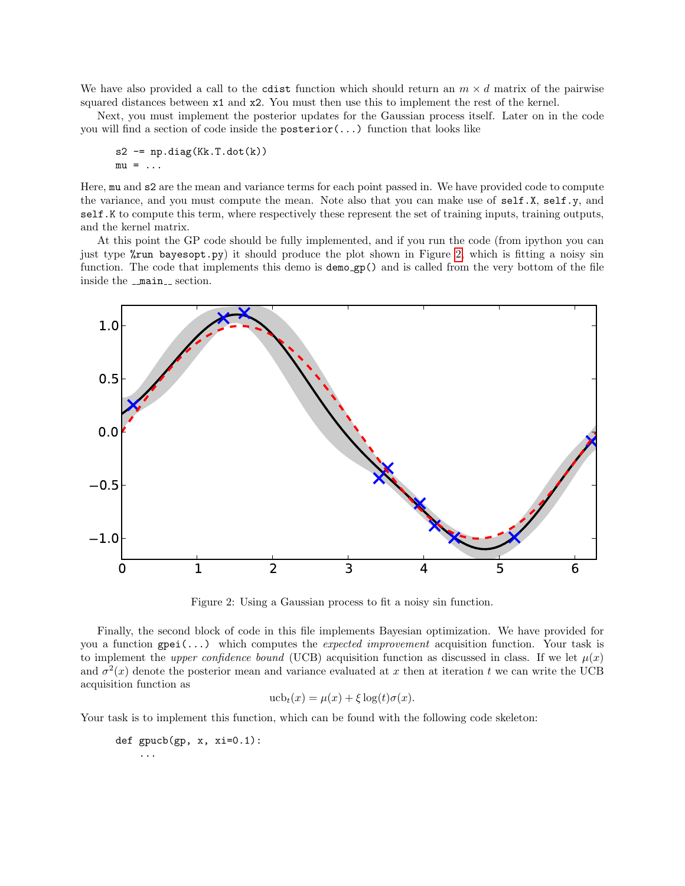We have also provided a call to the `cdist` function which should return an $m \times d$ matrix of the pairwise squared distances between `x1` and `x2`. You must then use this to implement the rest of the kernel.

Next, you must implement the posterior updates for the Gaussian process itself. Later on in the code you will find a section of code inside the `posterior(...)` function that looks like

```
s2 -= np.diag(Kk.T.dot(k))
mu = ...
```

Here, `mu` and `s2` are the mean and variance terms for each point passed in. We have provided code to compute the variance, and you must compute the mean. Note also that you can make use of `self.X`, `self.y`, and `self.K` to compute this term, where respectively these represent the set of training inputs, training outputs, and the kernel matrix.

At this point the GP code should be fully implemented, and if you run the code (from ipython you can just type `%run bayesopt.py`) it should produce the plot shown in Figure 2, which is fitting a noisy sin function. The code that implements this demo is `demo_gp()` and is called from the very bottom of the file inside the `__main__` section.

Figure 2: Using a Gaussian process to fit a noisy sin function.

Finally, the second block of code in this file implements Bayesian optimization. We have provided for you a function `gpei(...)` which computes the *expected improvement* acquisition function. Your task is to implement the *upper confidence bound* (UCB) acquisition function as discussed in class. If we let $\mu(x)$ and $\sigma^2(x)$ denote the posterior mean and variance evaluated at $x$ then at iteration $t$ we can write the UCB acquisition function as

$$\text{ucb}_t(x) = \mu(x) + \xi \log(t) \sigma(x).$$

Your task is to implement this function, which can be found with the following code skeleton:

```
def gpucb(gp, x, xi=0.1):
    ...
```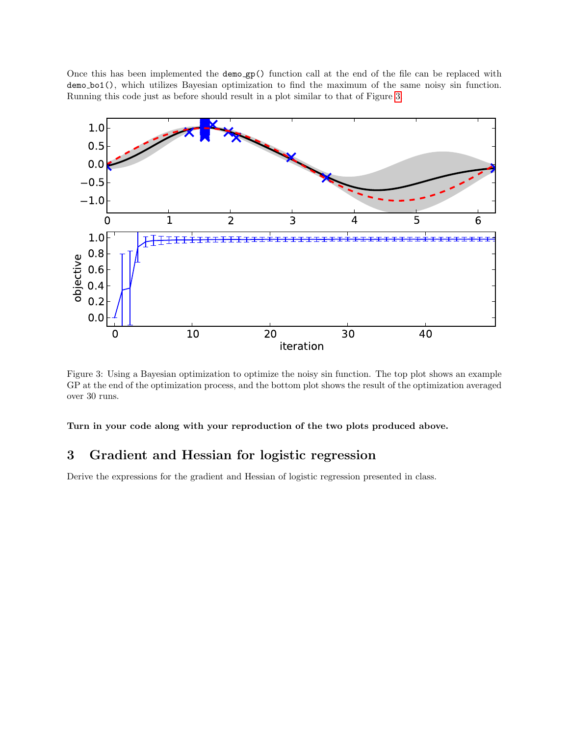Once this has been implemented the `demo_gp()` function call at the end of the file can be replaced with `demo_bo1()`, which utilizes Bayesian optimization to find the maximum of the same noisy sin function. Running this code just as before should result in a plot similar to that of Figure 3.

1.0
0.5
0.0
−0.5
−1.0
0 1 2 3 4 5 6

1.0
0.8
0.6
0.4
0.2
0.0
objective
0 10 20 30 40
iteration

Figure 3: Using a Bayesian optimization to optimize the noisy sin function. The top plot shows an example GP at the end of the optimization process, and the bottom plot shows the result of the optimization averaged over 30 runs.

**Turn in your code along with your reproduction of the two plots produced above.**

## 3 Gradient and Hessian for logistic regression

Derive the expressions for the gradient and Hessian of logistic regression presented in class.